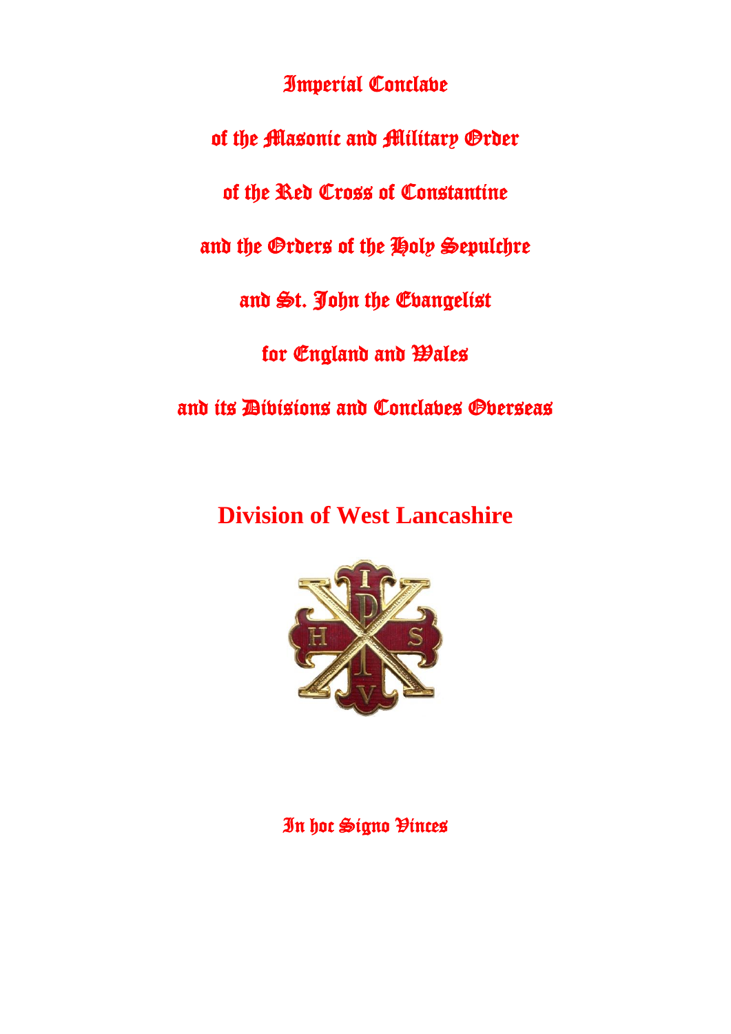# Imperial Conclave

# of the Masonic and Military Order

# of the Red Cross of Constantine

# and the Orders of the Holy Sepulchre

# and St. John the Evangelist

# for England and Wales

# and its Divisions and Conclaves Overseas

## Division of West Lancashire

In hoc Signo Vinces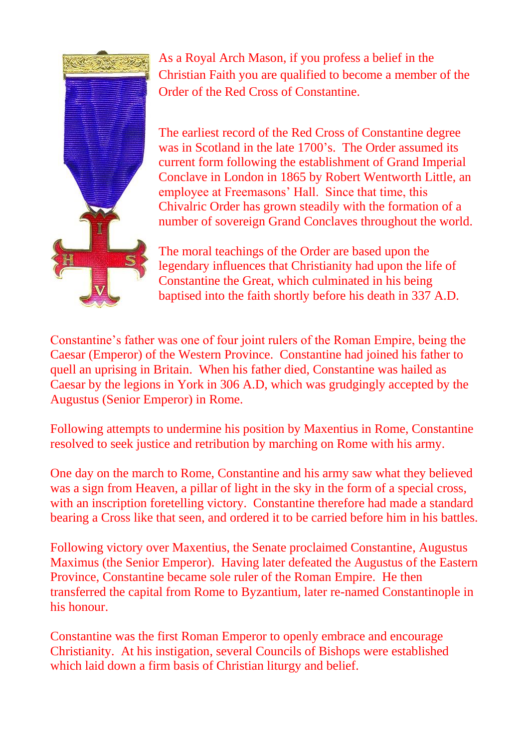As a Royal Arch Mason, if you profess a belief in the Christian Faith you are qualified to become a member of the Order of the Red Cross of Constantine.

The earliest record of the Red Cross of Constantine degree was in Scotland in the late 1700's. The Order assumed its current form following the establishment of Grand Imperial Conclave in London in 1865 by Robert Wentworth Little, an employee at Freemasons' Hall. Since that time, this Chivalric Order has grown steadily with the formation of a number of sovereign Grand Conclaves throughout the world.

The moral teachings of the Order are based upon the legendary influences that Christianity had upon the life of Constantine the Great, which culminated in his being baptised into the faith shortly before his death in 337 A.D.

Constantine's father was one of four joint rulers of the Roman Empire, being the Caesar (Emperor) of the Western Province. Constantine had joined his father to quell an uprising in Britain. When his father died, Constantine was hailed as Caesar by the legions in York in 306 A.D, which was grudgingly accepted by the Augustus (Senior Emperor) in Rome.

Following attempts to undermine his position by Maxentius in Rome, Constantine resolved to seek justice and retribution by marching on Rome with his army.

One day on the march to Rome, Constantine and his army saw what they believed was a sign from Heaven, a pillar of light in the sky in the form of a special cross, with an inscription foretelling victory. Constantine therefore had made a standard bearing a Cross like that seen, and ordered it to be carried before him in his battles.

Following victory over Maxentius, the Senate proclaimed Constantine, Augustus Maximus (the Senior Emperor). Having later defeated the Augustus of the Eastern Province, Constantine became sole ruler of the Roman Empire. He then transferred the capital from Rome to Byzantium, later re-named Constantinople in his honour.

Constantine was the first Roman Emperor to openly embrace and encourage Christianity. At his instigation, several Councils of Bishops were established which laid down a firm basis of Christian liturgy and belief.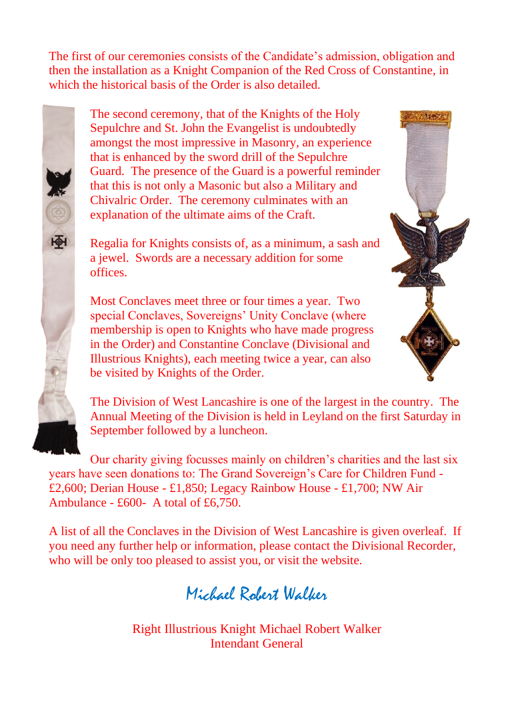The first of our ceremonies consists of the Candidate's admission, obligation and then the installation as a Knight Companion of the Red Cross of Constantine, in which the historical basis of the Order is also detailed.

The second ceremony, that of the Knights of the Holy Sepulchre and St. John the Evangelist is undoubtedly amongst the most impressive in Masonry, an experience that is enhanced by the sword drill of the Sepulchre Guard. The presence of the Guard is a powerful reminder that this is not only a Masonic but also a Military and Chivalric Order. The ceremony culminates with an explanation of the ultimate aims of the Craft.

Regalia for Knights consists of, as a minimum, a sash and a jewel. Swords are a necessary addition for some offices.

Most Conclaves meet three or four times a year. Two special Conclaves, Sovereigns' Unity Conclave (where membership is open to Knights who have made progress in the Order) and Constantine Conclave (Divisional and Illustrious Knights), each meeting twice a year, can also be visited by Knights of the Order.

The Division of West Lancashire is one of the largest in the country. The Annual Meeting of the Division is held in Leyland on the first Saturday in September followed by a luncheon.

Our charity giving focusses mainly on children's charities and the last six years have seen donations to: The Grand Sovereign's Care for Children Fund - £2,600; Derian House - £1,850; Legacy Rainbow House - £1,700; NW Air Ambulance - £600- A total of £6,750.

A list of all the Conclaves in the Division of West Lancashire is given overleaf. If you need any further help or information, please contact the Divisional Recorder, who will be only too pleased to assist you, or visit the website.

*Michael Robert Walker*

Right Illustrious Knight Michael Robert Walker
Intendant General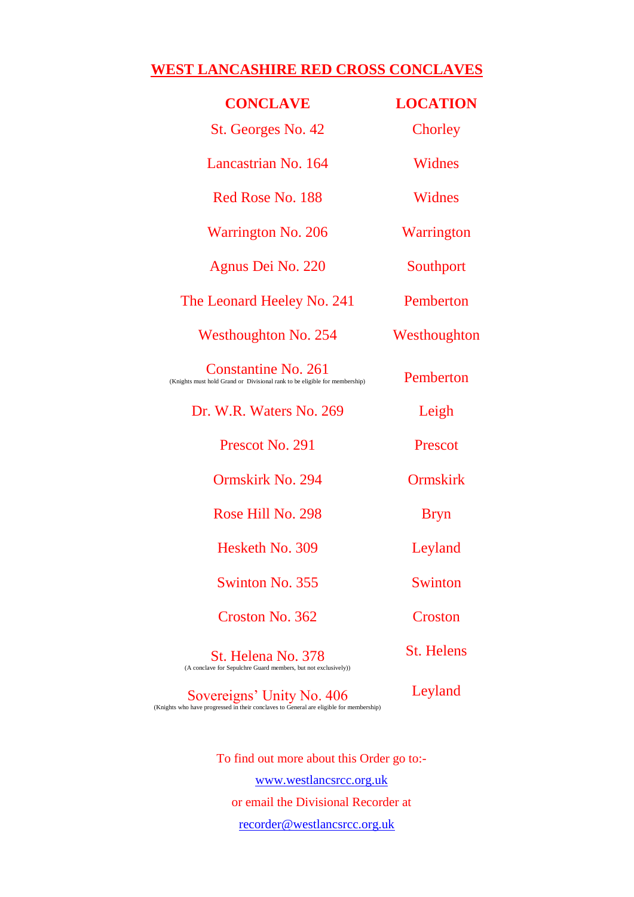# WEST LANCASHIRE RED CROSS CONCLAVES

| CONCLAVE | LOCATION |
|---|---|
| St. Georges No. 42 | Chorley |
| Lancastrian No. 164 | Widnes |
| Red Rose No. 188 | Widnes |
| Warrington No. 206 | Warrington |
| Agnus Dei No. 220 | Southport |
| The Leonard Heeley No. 241 | Pemberton |
| Westhoughton No. 254 | Westhoughton |
| Constantine No. 261 (Knights must hold Grand or Divisional rank to be eligible for membership) | Pemberton |
| Dr. W.R. Waters No. 269 | Leigh |
| Prescot No. 291 | Prescot |
| Ormskirk No. 294 | Ormskirk |
| Rose Hill No. 298 | Bryn |
| Hesketh No. 309 | Leyland |
| Swinton No. 355 | Swinton |
| Croston No. 362 | Croston |
| St. Helena No. 378 (A conclave for Sepulchre Guard members, but not exclusively)) | St. Helens |
| Sovereigns' Unity No. 406 (Knights who have progressed in their conclaves to General are eligible for membership) | Leyland |

To find out more about this Order go to:-

www.westlancsrcc.org.uk

or email the Divisional Recorder at

recorder@westlancsrcc.org.uk